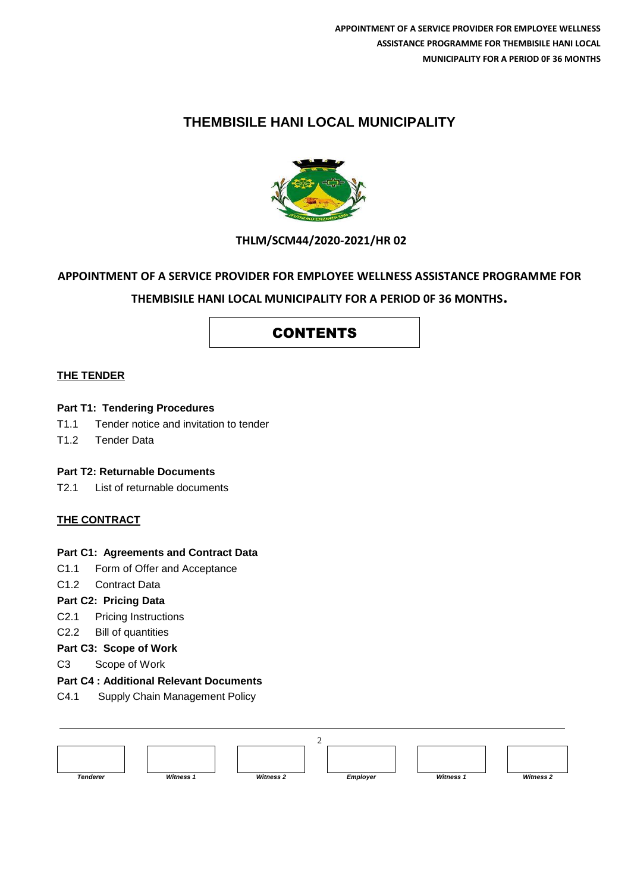# THEMBISILE HANI LOCAL MUNICIPALITY

**THLM/SCM44/2020-2021/HR 02**

**APPOINTMENT OF A SERVICE PROVIDER FOR EMPLOYEE WELLNESS ASSISTANCE PROGRAMME FOR THEMBISILE HANI LOCAL MUNICIPALITY FOR A PERIOD 0F 36 MONTHS.**

## CONTENTS

**THE TENDER**

**Part T1: Tendering Procedures**

T1.1 Tender notice and invitation to tender

T1.2 Tender Data

**Part T2: Returnable Documents**

T2.1 List of returnable documents

**THE CONTRACT**

**Part C1: Agreements and Contract Data**

C1.1 Form of Offer and Acceptance

C1.2 Contract Data

**Part C2: Pricing Data**

C2.1 Pricing Instructions

C2.2 Bill of quantities

**Part C3: Scope of Work**

C3 Scope of Work

**Part C4 : Additional Relevant Documents**

C4.1 Supply Chain Management Policy

| | | | | | |
|---|---|---|---|---|---|
| *Tenderer* | *Witness 1* | *Witness 2* | *Employer* | *Witness 1* | *Witness 2* |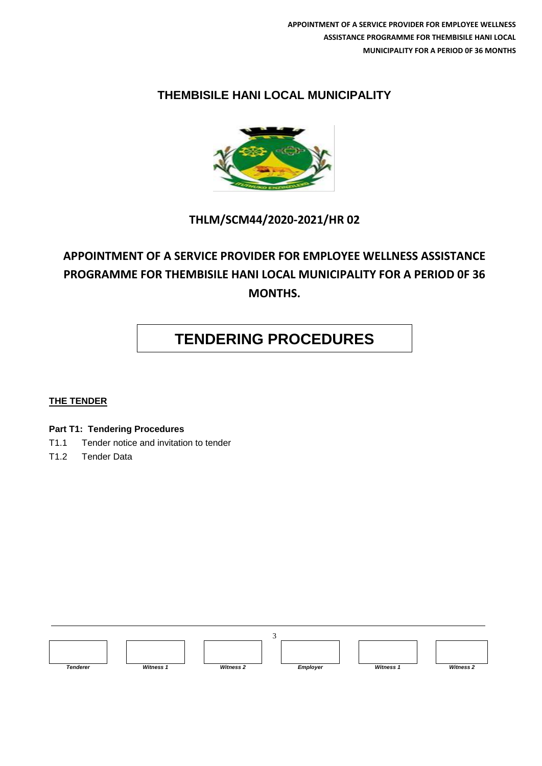# THEMBISILE HANI LOCAL MUNICIPALITY

## THLM/SCM44/2020-2021/HR 02

## APPOINTMENT OF A SERVICE PROVIDER FOR EMPLOYEE WELLNESS ASSISTANCE PROGRAMME FOR THEMBISILE HANI LOCAL MUNICIPALITY FOR A PERIOD 0F 36 MONTHS.

# TENDERING PROCEDURES

**THE TENDER**

**Part T1: Tendering Procedures**

T1.1 Tender notice and invitation to tender

T1.2 Tender Data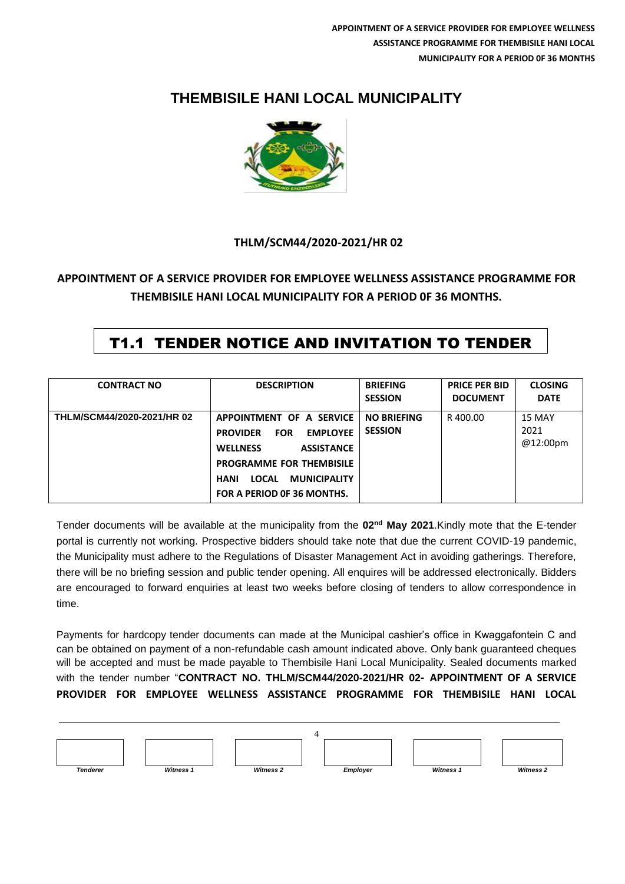# THEMBISILE HANI LOCAL MUNICIPALITY

**THLM/SCM44/2020-2021/HR 02**

**APPOINTMENT OF A SERVICE PROVIDER FOR EMPLOYEE WELLNESS ASSISTANCE PROGRAMME FOR THEMBISILE HANI LOCAL MUNICIPALITY FOR A PERIOD 0F 36 MONTHS.**

## T1.1 TENDER NOTICE AND INVITATION TO TENDER

| CONTRACT NO | DESCRIPTION | BRIEFING SESSION | PRICE PER BID DOCUMENT | CLOSING DATE |
|---|---|---|---|---|
| THLM/SCM44/2020-2021/HR 02 | APPOINTMENT OF A SERVICE PROVIDER FOR EMPLOYEE WELLNESS ASSISTANCE PROGRAMME FOR THEMBISILE HANI LOCAL MUNICIPALITY FOR A PERIOD 0F 36 MONTHS. | NO BRIEFING SESSION | R 400.00 | 15 MAY 2021 @12:00pm |

Tender documents will be available at the municipality from the **02nd May 2021**.Kindly mote that the E-tender portal is currently not working. Prospective bidders should take note that due the current COVID-19 pandemic, the Municipality must adhere to the Regulations of Disaster Management Act in avoiding gatherings. Therefore, there will be no briefing session and public tender opening. All enquires will be addressed electronically. Bidders are encouraged to forward enquiries at least two weeks before closing of tenders to allow correspondence in time.

Payments for hardcopy tender documents can made at the Municipal cashier's office in Kwaggafontein C and can be obtained on payment of a non-refundable cash amount indicated above. Only bank guaranteed cheques will be accepted and must be made payable to Thembisile Hani Local Municipality. Sealed documents marked with the tender number "**CONTRACT NO. THLM/SCM44/2020-2021/HR 02- APPOINTMENT OF A SERVICE PROVIDER FOR EMPLOYEE WELLNESS ASSISTANCE PROGRAMME FOR THEMBISILE HANI LOCAL**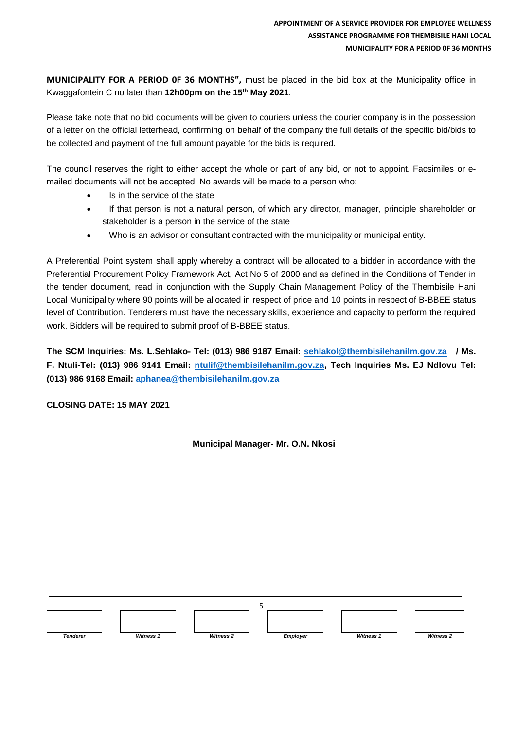**MUNICIPALITY FOR A PERIOD 0F 36 MONTHS",** must be placed in the bid box at the Municipality office in Kwaggafontein C no later than **12h00pm on the 15th May 2021**.

Please take note that no bid documents will be given to couriers unless the courier company is in the possession of a letter on the official letterhead, confirming on behalf of the company the full details of the specific bid/bids to be collected and payment of the full amount payable for the bids is required.

The council reserves the right to either accept the whole or part of any bid, or not to appoint. Facsimiles or e-mailed documents will not be accepted. No awards will be made to a person who:

- Is in the service of the state
- If that person is not a natural person, of which any director, manager, principle shareholder or stakeholder is a person in the service of the state
- Who is an advisor or consultant contracted with the municipality or municipal entity.

A Preferential Point system shall apply whereby a contract will be allocated to a bidder in accordance with the Preferential Procurement Policy Framework Act, Act No 5 of 2000 and as defined in the Conditions of Tender in the tender document, read in conjunction with the Supply Chain Management Policy of the Thembisile Hani Local Municipality where 90 points will be allocated in respect of price and 10 points in respect of B-BBEE status level of Contribution. Tenderers must have the necessary skills, experience and capacity to perform the required work. Bidders will be required to submit proof of B-BBEE status.

**The SCM Inquiries: Ms. L.Sehlako- Tel: (013) 986 9187 Email: sehlakol@thembisilehanilm.gov.za / Ms. F. Ntuli-Tel: (013) 986 9141 Email: ntulif@thembisilehanilm.gov.za, Tech Inquiries Ms. EJ Ndlovu Tel: (013) 986 9168 Email: aphanea@thembisilehanilm.gov.za**

**CLOSING DATE: 15 MAY 2021**

**Municipal Manager- Mr. O.N. Nkosi**

| Tenderer | Witness 1 | Witness 2 | Employer | Witness 1 | Witness 2 |
|---|---|---|---|---|---|
| | | | | | |